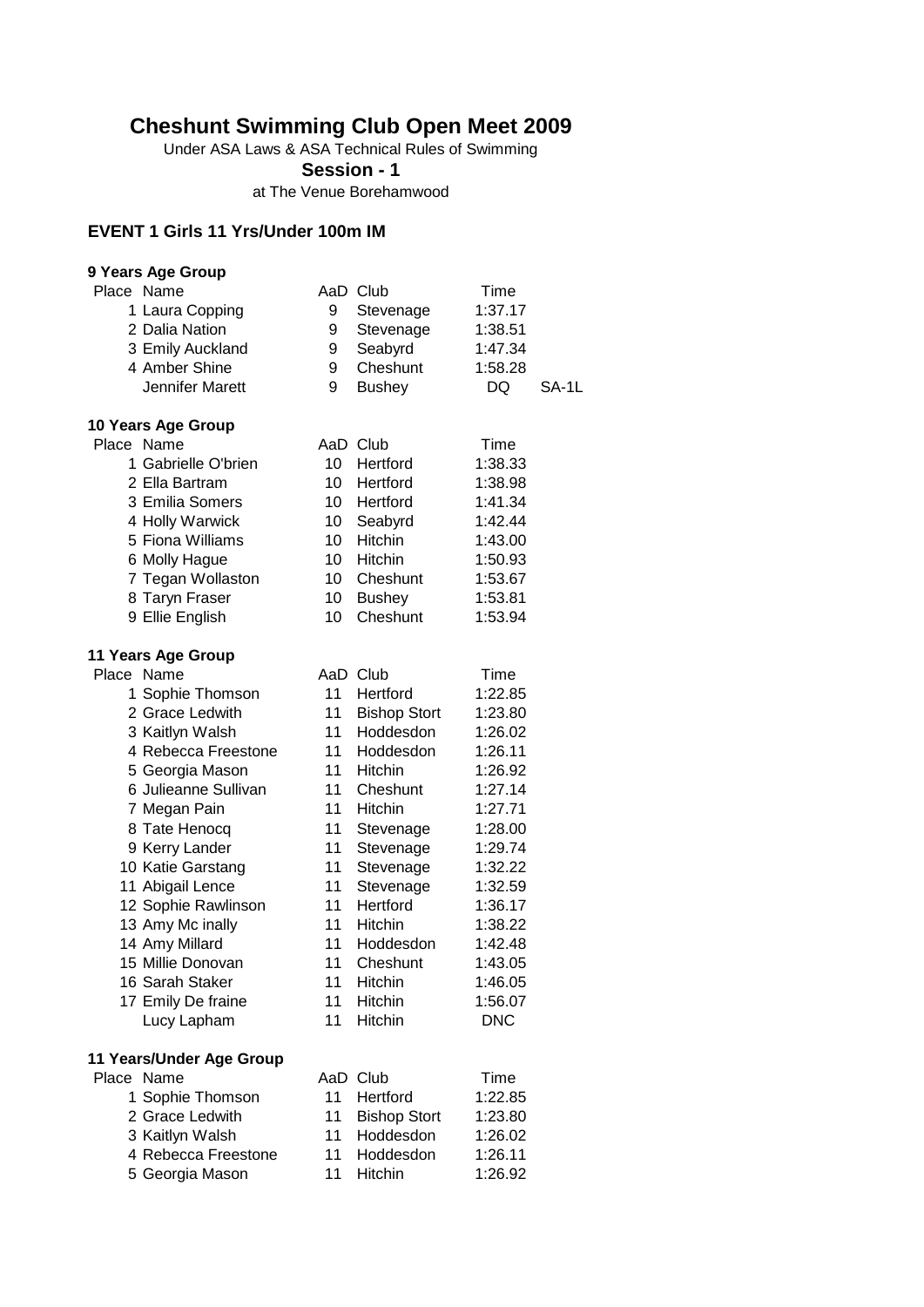# Cheshunt Swimming Club Open Meet 2009

Under ASA Laws & ASA Technical Rules of Swimming

**Session - 1**

at The Venue Borehamwood

## EVENT 1 Girls 11 Yrs/Under 100m IM

### 9 Years Age Group

| Place | Name | AaD | Club | Time | |
|---|---|---|---|---|---|
| 1 | Laura Copping | 9 | Stevenage | 1:37.17 | |
| 2 | Dalia Nation | 9 | Stevenage | 1:38.51 | |
| 3 | Emily Auckland | 9 | Seabyrd | 1:47.34 | |
| 4 | Amber Shine | 9 | Cheshunt | 1:58.28 | |
| | Jennifer Marett | 9 | Bushey | DQ | SA-1L |

### 10 Years Age Group

| Place | Name | AaD | Club | Time |
|---|---|---|---|---|
| 1 | Gabrielle O'brien | 10 | Hertford | 1:38.33 |
| 2 | Ella Bartram | 10 | Hertford | 1:38.98 |
| 3 | Emilia Somers | 10 | Hertford | 1:41.34 |
| 4 | Holly Warwick | 10 | Seabyrd | 1:42.44 |
| 5 | Fiona Williams | 10 | Hitchin | 1:43.00 |
| 6 | Molly Hague | 10 | Hitchin | 1:50.93 |
| 7 | Tegan Wollaston | 10 | Cheshunt | 1:53.67 |
| 8 | Taryn Fraser | 10 | Bushey | 1:53.81 |
| 9 | Ellie English | 10 | Cheshunt | 1:53.94 |

### 11 Years Age Group

| Place | Name | AaD | Club | Time |
|---|---|---|---|---|
| 1 | Sophie Thomson | 11 | Hertford | 1:22.85 |
| 2 | Grace Ledwith | 11 | Bishop Stort | 1:23.80 |
| 3 | Kaitlyn Walsh | 11 | Hoddesdon | 1:26.02 |
| 4 | Rebecca Freestone | 11 | Hoddesdon | 1:26.11 |
| 5 | Georgia Mason | 11 | Hitchin | 1:26.92 |
| 6 | Julieanne Sullivan | 11 | Cheshunt | 1:27.14 |
| 7 | Megan Pain | 11 | Hitchin | 1:27.71 |
| 8 | Tate Henocq | 11 | Stevenage | 1:28.00 |
| 9 | Kerry Lander | 11 | Stevenage | 1:29.74 |
| 10 | Katie Garstang | 11 | Stevenage | 1:32.22 |
| 11 | Abigail Lence | 11 | Stevenage | 1:32.59 |
| 12 | Sophie Rawlinson | 11 | Hertford | 1:36.17 |
| 13 | Amy Mc inally | 11 | Hitchin | 1:38.22 |
| 14 | Amy Millard | 11 | Hoddesdon | 1:42.48 |
| 15 | Millie Donovan | 11 | Cheshunt | 1:43.05 |
| 16 | Sarah Staker | 11 | Hitchin | 1:46.05 |
| 17 | Emily De fraine | 11 | Hitchin | 1:56.07 |
| | Lucy Lapham | 11 | Hitchin | DNC |

### 11 Years/Under Age Group

| Place | Name | AaD | Club | Time |
|---|---|---|---|---|
| 1 | Sophie Thomson | 11 | Hertford | 1:22.85 |
| 2 | Grace Ledwith | 11 | Bishop Stort | 1:23.80 |
| 3 | Kaitlyn Walsh | 11 | Hoddesdon | 1:26.02 |
| 4 | Rebecca Freestone | 11 | Hoddesdon | 1:26.11 |
| 5 | Georgia Mason | 11 | Hitchin | 1:26.92 |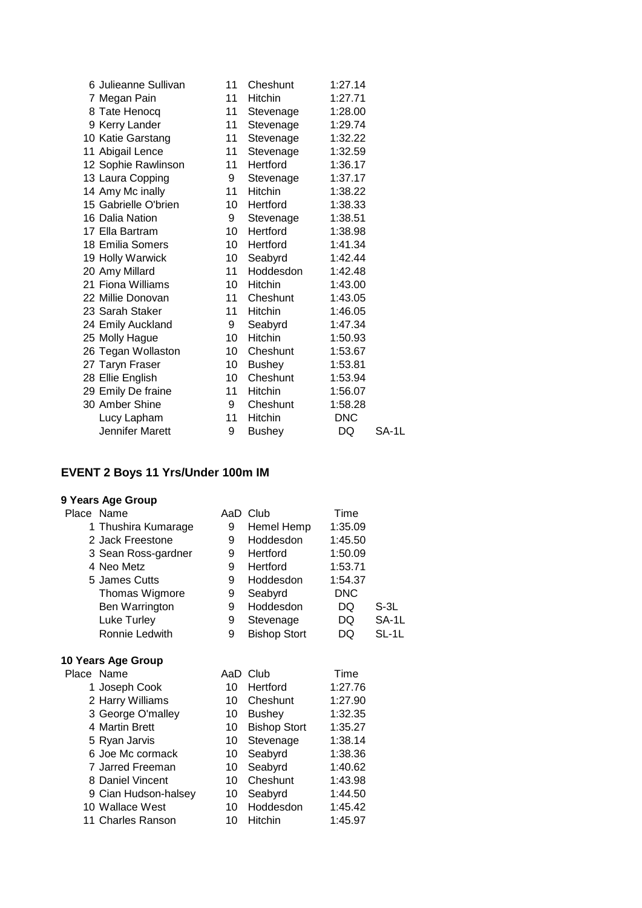| Place | Name | AaD | Club | Time | |
|---|---|---|---|---|---|
| 6 | Julieanne Sullivan | 11 | Cheshunt | 1:27.14 | |
| 7 | Megan Pain | 11 | Hitchin | 1:27.71 | |
| 8 | Tate Henocq | 11 | Stevenage | 1:28.00 | |
| 9 | Kerry Lander | 11 | Stevenage | 1:29.74 | |
| 10 | Katie Garstang | 11 | Stevenage | 1:32.22 | |
| 11 | Abigail Lence | 11 | Stevenage | 1:32.59 | |
| 12 | Sophie Rawlinson | 11 | Hertford | 1:36.17 | |
| 13 | Laura Copping | 9 | Stevenage | 1:37.17 | |
| 14 | Amy Mc inally | 11 | Hitchin | 1:38.22 | |
| 15 | Gabrielle O'brien | 10 | Hertford | 1:38.33 | |
| 16 | Dalia Nation | 9 | Stevenage | 1:38.51 | |
| 17 | Ella Bartram | 10 | Hertford | 1:38.98 | |
| 18 | Emilia Somers | 10 | Hertford | 1:41.34 | |
| 19 | Holly Warwick | 10 | Seabyrd | 1:42.44 | |
| 20 | Amy Millard | 11 | Hoddesdon | 1:42.48 | |
| 21 | Fiona Williams | 10 | Hitchin | 1:43.00 | |
| 22 | Millie Donovan | 11 | Cheshunt | 1:43.05 | |
| 23 | Sarah Staker | 11 | Hitchin | 1:46.05 | |
| 24 | Emily Auckland | 9 | Seabyrd | 1:47.34 | |
| 25 | Molly Hague | 10 | Hitchin | 1:50.93 | |
| 26 | Tegan Wollaston | 10 | Cheshunt | 1:53.67 | |
| 27 | Taryn Fraser | 10 | Bushey | 1:53.81 | |
| 28 | Ellie English | 10 | Cheshunt | 1:53.94 | |
| 29 | Emily De fraine | 11 | Hitchin | 1:56.07 | |
| 30 | Amber Shine | 9 | Cheshunt | 1:58.28 | |
| | Lucy Lapham | 11 | Hitchin | DNC | |
| | Jennifer Marett | 9 | Bushey | DQ | SA-1L |

## EVENT 2 Boys 11 Yrs/Under 100m IM

### 9 Years Age Group

| Place | Name | AaD | Club | Time | |
|---|---|---|---|---|---|
| 1 | Thushira Kumarage | 9 | Hemel Hemp | 1:35.09 | |
| 2 | Jack Freestone | 9 | Hoddesdon | 1:45.50 | |
| 3 | Sean Ross-gardner | 9 | Hertford | 1:50.09 | |
| 4 | Neo Metz | 9 | Hertford | 1:53.71 | |
| 5 | James Cutts | 9 | Hoddesdon | 1:54.37 | |
| | Thomas Wigmore | 9 | Seabyrd | DNC | |
| | Ben Warrington | 9 | Hoddesdon | DQ | S-3L |
| | Luke Turley | 9 | Stevenage | DQ | SA-1L |
| | Ronnie Ledwith | 9 | Bishop Stort | DQ | SL-1L |

### 10 Years Age Group

| Place | Name | AaD | Club | Time |
|---|---|---|---|---|
| 1 | Joseph Cook | 10 | Hertford | 1:27.76 |
| 2 | Harry Williams | 10 | Cheshunt | 1:27.90 |
| 3 | George O'malley | 10 | Bushey | 1:32.35 |
| 4 | Martin Brett | 10 | Bishop Stort | 1:35.27 |
| 5 | Ryan Jarvis | 10 | Stevenage | 1:38.14 |
| 6 | Joe Mc cormack | 10 | Seabyrd | 1:38.36 |
| 7 | Jarred Freeman | 10 | Seabyrd | 1:40.62 |
| 8 | Daniel Vincent | 10 | Cheshunt | 1:43.98 |
| 9 | Cian Hudson-halsey | 10 | Seabyrd | 1:44.50 |
| 10 | Wallace West | 10 | Hoddesdon | 1:45.42 |
| 11 | Charles Ranson | 10 | Hitchin | 1:45.97 |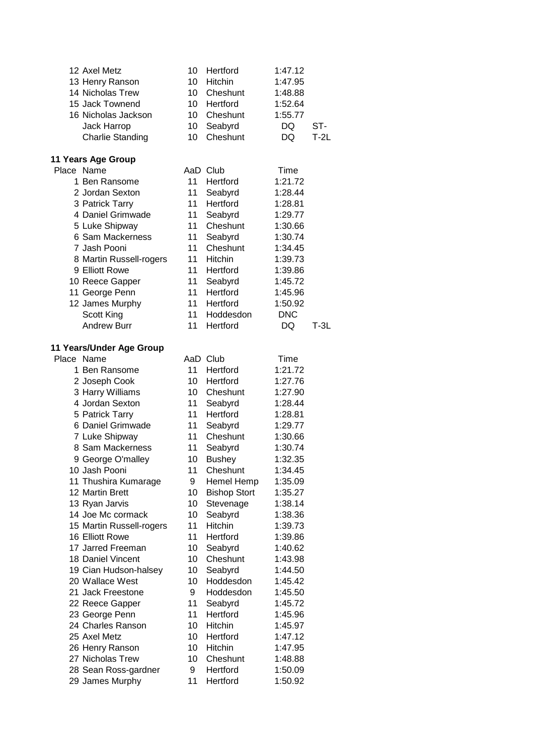| Place | Name | AaD | Club | Time | |
|---|---|---|---|---|---|
| 12 | Axel Metz | 10 | Hertford | 1:47.12 | |
| 13 | Henry Ranson | 10 | Hitchin | 1:47.95 | |
| 14 | Nicholas Trew | 10 | Cheshunt | 1:48.88 | |
| 15 | Jack Townend | 10 | Hertford | 1:52.64 | |
| 16 | Nicholas Jackson | 10 | Cheshunt | 1:55.77 | |
| | Jack Harrop | 10 | Seabyrd | DQ | ST- |
| | Charlie Standing | 10 | Cheshunt | DQ | T-2L |

**11 Years Age Group**

| Place | Name | AaD | Club | Time | |
|---|---|---|---|---|---|
| 1 | Ben Ransome | 11 | Hertford | 1:21.72 | |
| 2 | Jordan Sexton | 11 | Seabyrd | 1:28.44 | |
| 3 | Patrick Tarry | 11 | Hertford | 1:28.81 | |
| 4 | Daniel Grimwade | 11 | Seabyrd | 1:29.77 | |
| 5 | Luke Shipway | 11 | Cheshunt | 1:30.66 | |
| 6 | Sam Mackerness | 11 | Seabyrd | 1:30.74 | |
| 7 | Jash Pooni | 11 | Cheshunt | 1:34.45 | |
| 8 | Martin Russell-rogers | 11 | Hitchin | 1:39.73 | |
| 9 | Elliott Rowe | 11 | Hertford | 1:39.86 | |
| 10 | Reece Gapper | 11 | Seabyrd | 1:45.72 | |
| 11 | George Penn | 11 | Hertford | 1:45.96 | |
| 12 | James Murphy | 11 | Hertford | 1:50.92 | |
| | Scott King | 11 | Hoddesdon | DNC | |
| | Andrew Burr | 11 | Hertford | DQ | T-3L |

**11 Years/Under Age Group**

| Place | Name | AaD | Club | Time |
|---|---|---|---|---|
| 1 | Ben Ransome | 11 | Hertford | 1:21.72 |
| 2 | Joseph Cook | 10 | Hertford | 1:27.76 |
| 3 | Harry Williams | 10 | Cheshunt | 1:27.90 |
| 4 | Jordan Sexton | 11 | Seabyrd | 1:28.44 |
| 5 | Patrick Tarry | 11 | Hertford | 1:28.81 |
| 6 | Daniel Grimwade | 11 | Seabyrd | 1:29.77 |
| 7 | Luke Shipway | 11 | Cheshunt | 1:30.66 |
| 8 | Sam Mackerness | 11 | Seabyrd | 1:30.74 |
| 9 | George O'malley | 10 | Bushey | 1:32.35 |
| 10 | Jash Pooni | 11 | Cheshunt | 1:34.45 |
| 11 | Thushira Kumarage | 9 | Hemel Hemp | 1:35.09 |
| 12 | Martin Brett | 10 | Bishop Stort | 1:35.27 |
| 13 | Ryan Jarvis | 10 | Stevenage | 1:38.14 |
| 14 | Joe Mc cormack | 10 | Seabyrd | 1:38.36 |
| 15 | Martin Russell-rogers | 11 | Hitchin | 1:39.73 |
| 16 | Elliott Rowe | 11 | Hertford | 1:39.86 |
| 17 | Jarred Freeman | 10 | Seabyrd | 1:40.62 |
| 18 | Daniel Vincent | 10 | Cheshunt | 1:43.98 |
| 19 | Cian Hudson-halsey | 10 | Seabyrd | 1:44.50 |
| 20 | Wallace West | 10 | Hoddesdon | 1:45.42 |
| 21 | Jack Freestone | 9 | Hoddesdon | 1:45.50 |
| 22 | Reece Gapper | 11 | Seabyrd | 1:45.72 |
| 23 | George Penn | 11 | Hertford | 1:45.96 |
| 24 | Charles Ranson | 10 | Hitchin | 1:45.97 |
| 25 | Axel Metz | 10 | Hertford | 1:47.12 |
| 26 | Henry Ranson | 10 | Hitchin | 1:47.95 |
| 27 | Nicholas Trew | 10 | Cheshunt | 1:48.88 |
| 28 | Sean Ross-gardner | 9 | Hertford | 1:50.09 |
| 29 | James Murphy | 11 | Hertford | 1:50.92 |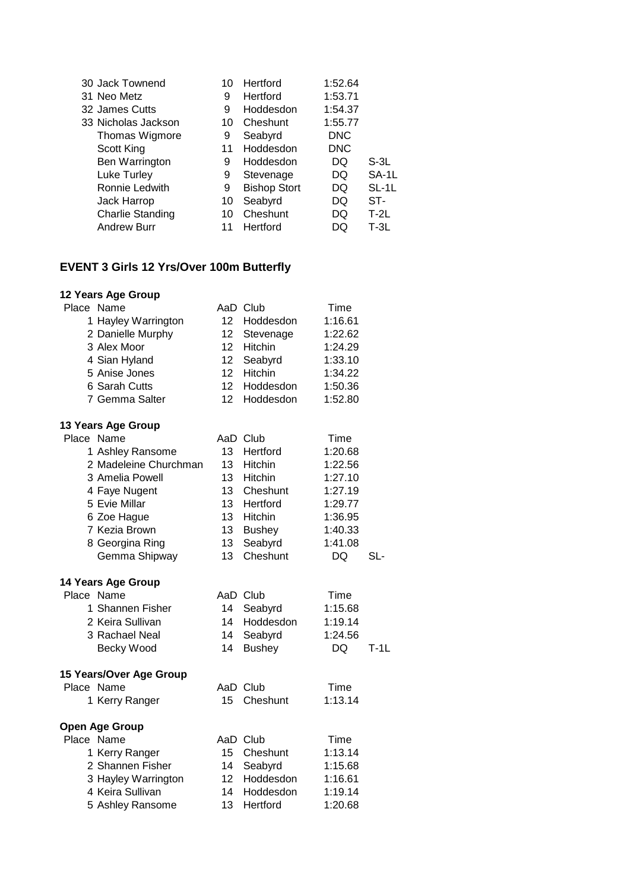| Place | Name | AaD | Club | Time | |
|---|---|---|---|---|---|
| 30 | Jack Townend | 10 | Hertford | 1:52.64 | |
| 31 | Neo Metz | 9 | Hertford | 1:53.71 | |
| 32 | James Cutts | 9 | Hoddesdon | 1:54.37 | |
| 33 | Nicholas Jackson | 10 | Cheshunt | 1:55.77 | |
| | Thomas Wigmore | 9 | Seabyrd | DNC | |
| | Scott King | 11 | Hoddesdon | DNC | |
| | Ben Warrington | 9 | Hoddesdon | DQ | S-3L |
| | Luke Turley | 9 | Stevenage | DQ | SA-1L |
| | Ronnie Ledwith | 9 | Bishop Stort | DQ | SL-1L |
| | Jack Harrop | 10 | Seabyrd | DQ | ST- |
| | Charlie Standing | 10 | Cheshunt | DQ | T-2L |
| | Andrew Burr | 11 | Hertford | DQ | T-3L |

## EVENT 3 Girls 12 Yrs/Over 100m Butterfly

### 12 Years Age Group

| Place | Name | AaD | Club | Time |
|---|---|---|---|---|
| 1 | Hayley Warrington | 12 | Hoddesdon | 1:16.61 |
| 2 | Danielle Murphy | 12 | Stevenage | 1:22.62 |
| 3 | Alex Moor | 12 | Hitchin | 1:24.29 |
| 4 | Sian Hyland | 12 | Seabyrd | 1:33.10 |
| 5 | Anise Jones | 12 | Hitchin | 1:34.22 |
| 6 | Sarah Cutts | 12 | Hoddesdon | 1:50.36 |
| 7 | Gemma Salter | 12 | Hoddesdon | 1:52.80 |

### 13 Years Age Group

| Place | Name | AaD | Club | Time | |
|---|---|---|---|---|---|
| 1 | Ashley Ransome | 13 | Hertford | 1:20.68 | |
| 2 | Madeleine Churchman | 13 | Hitchin | 1:22.56 | |
| 3 | Amelia Powell | 13 | Hitchin | 1:27.10 | |
| 4 | Faye Nugent | 13 | Cheshunt | 1:27.19 | |
| 5 | Evie Millar | 13 | Hertford | 1:29.77 | |
| 6 | Zoe Hague | 13 | Hitchin | 1:36.95 | |
| 7 | Kezia Brown | 13 | Bushey | 1:40.33 | |
| 8 | Georgina Ring | 13 | Seabyrd | 1:41.08 | |
| | Gemma Shipway | 13 | Cheshunt | DQ | SL- |

### 14 Years Age Group

| Place | Name | AaD | Club | Time | |
|---|---|---|---|---|---|
| 1 | Shannen Fisher | 14 | Seabyrd | 1:15.68 | |
| 2 | Keira Sullivan | 14 | Hoddesdon | 1:19.14 | |
| 3 | Rachael Neal | 14 | Seabyrd | 1:24.56 | |
| | Becky Wood | 14 | Bushey | DQ | T-1L |

### 15 Years/Over Age Group

| Place | Name | AaD | Club | Time |
|---|---|---|---|---|
| 1 | Kerry Ranger | 15 | Cheshunt | 1:13.14 |

### Open Age Group

| Place | Name | AaD | Club | Time |
|---|---|---|---|---|
| 1 | Kerry Ranger | 15 | Cheshunt | 1:13.14 |
| 2 | Shannen Fisher | 14 | Seabyrd | 1:15.68 |
| 3 | Hayley Warrington | 12 | Hoddesdon | 1:16.61 |
| 4 | Keira Sullivan | 14 | Hoddesdon | 1:19.14 |
| 5 | Ashley Ransome | 13 | Hertford | 1:20.68 |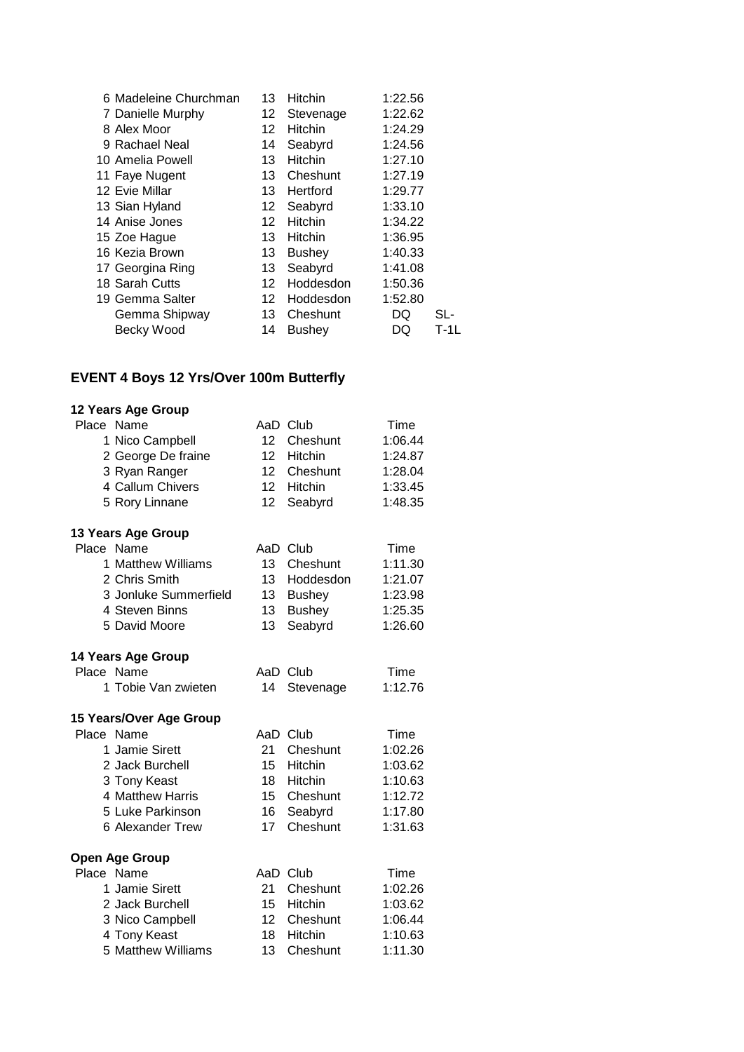| Place | Name | AaD | Club | Time | |
|---|---|---|---|---|---|
| 6 | Madeleine Churchman | 13 | Hitchin | 1:22.56 | |
| 7 | Danielle Murphy | 12 | Stevenage | 1:22.62 | |
| 8 | Alex Moor | 12 | Hitchin | 1:24.29 | |
| 9 | Rachael Neal | 14 | Seabyrd | 1:24.56 | |
| 10 | Amelia Powell | 13 | Hitchin | 1:27.10 | |
| 11 | Faye Nugent | 13 | Cheshunt | 1:27.19 | |
| 12 | Evie Millar | 13 | Hertford | 1:29.77 | |
| 13 | Sian Hyland | 12 | Seabyrd | 1:33.10 | |
| 14 | Anise Jones | 12 | Hitchin | 1:34.22 | |
| 15 | Zoe Hague | 13 | Hitchin | 1:36.95 | |
| 16 | Kezia Brown | 13 | Bushey | 1:40.33 | |
| 17 | Georgina Ring | 13 | Seabyrd | 1:41.08 | |
| 18 | Sarah Cutts | 12 | Hoddesdon | 1:50.36 | |
| 19 | Gemma Salter | 12 | Hoddesdon | 1:52.80 | |
| | Gemma Shipway | 13 | Cheshunt | DQ | SL- |
| | Becky Wood | 14 | Bushey | DQ | T-1L |

## EVENT 4 Boys 12 Yrs/Over 100m Butterfly

### 12 Years Age Group

| Place | Name | AaD | Club | Time |
|---|---|---|---|---|
| 1 | Nico Campbell | 12 | Cheshunt | 1:06.44 |
| 2 | George De fraine | 12 | Hitchin | 1:24.87 |
| 3 | Ryan Ranger | 12 | Cheshunt | 1:28.04 |
| 4 | Callum Chivers | 12 | Hitchin | 1:33.45 |
| 5 | Rory Linnane | 12 | Seabyrd | 1:48.35 |

### 13 Years Age Group

| Place | Name | AaD | Club | Time |
|---|---|---|---|---|
| 1 | Matthew Williams | 13 | Cheshunt | 1:11.30 |
| 2 | Chris Smith | 13 | Hoddesdon | 1:21.07 |
| 3 | Jonluke Summerfield | 13 | Bushey | 1:23.98 |
| 4 | Steven Binns | 13 | Bushey | 1:25.35 |
| 5 | David Moore | 13 | Seabyrd | 1:26.60 |

### 14 Years Age Group

| Place | Name | AaD | Club | Time |
|---|---|---|---|---|
| 1 | Tobie Van zwieten | 14 | Stevenage | 1:12.76 |

### 15 Years/Over Age Group

| Place | Name | AaD | Club | Time |
|---|---|---|---|---|
| 1 | Jamie Sirett | 21 | Cheshunt | 1:02.26 |
| 2 | Jack Burchell | 15 | Hitchin | 1:03.62 |
| 3 | Tony Keast | 18 | Hitchin | 1:10.63 |
| 4 | Matthew Harris | 15 | Cheshunt | 1:12.72 |
| 5 | Luke Parkinson | 16 | Seabyrd | 1:17.80 |
| 6 | Alexander Trew | 17 | Cheshunt | 1:31.63 |

### Open Age Group

| Place | Name | AaD | Club | Time |
|---|---|---|---|---|
| 1 | Jamie Sirett | 21 | Cheshunt | 1:02.26 |
| 2 | Jack Burchell | 15 | Hitchin | 1:03.62 |
| 3 | Nico Campbell | 12 | Cheshunt | 1:06.44 |
| 4 | Tony Keast | 18 | Hitchin | 1:10.63 |
| 5 | Matthew Williams | 13 | Cheshunt | 1:11.30 |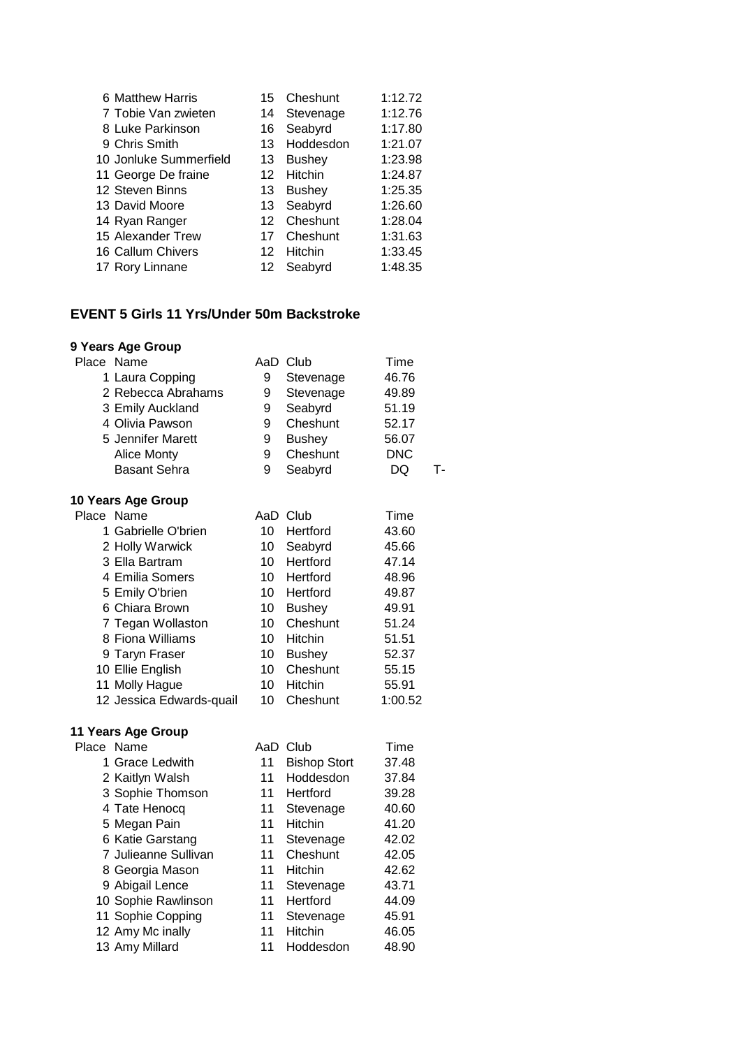| Place | Name | AaD | Club | Time |
|---|---|---|---|---|
| 6 | Matthew Harris | 15 | Cheshunt | 1:12.72 |
| 7 | Tobie Van zwieten | 14 | Stevenage | 1:12.76 |
| 8 | Luke Parkinson | 16 | Seabyrd | 1:17.80 |
| 9 | Chris Smith | 13 | Hoddesdon | 1:21.07 |
| 10 | Jonluke Summerfield | 13 | Bushey | 1:23.98 |
| 11 | George De fraine | 12 | Hitchin | 1:24.87 |
| 12 | Steven Binns | 13 | Bushey | 1:25.35 |
| 13 | David Moore | 13 | Seabyrd | 1:26.60 |
| 14 | Ryan Ranger | 12 | Cheshunt | 1:28.04 |
| 15 | Alexander Trew | 17 | Cheshunt | 1:31.63 |
| 16 | Callum Chivers | 12 | Hitchin | 1:33.45 |
| 17 | Rory Linnane | 12 | Seabyrd | 1:48.35 |

## EVENT 5 Girls 11 Yrs/Under 50m Backstroke

### 9 Years Age Group

| Place | Name | AaD | Club | Time | |
|---|---|---|---|---|---|
| 1 | Laura Copping | 9 | Stevenage | 46.76 | |
| 2 | Rebecca Abrahams | 9 | Stevenage | 49.89 | |
| 3 | Emily Auckland | 9 | Seabyrd | 51.19 | |
| 4 | Olivia Pawson | 9 | Cheshunt | 52.17 | |
| 5 | Jennifer Marett | 9 | Bushey | 56.07 | |
| | Alice Monty | 9 | Cheshunt | DNC | |
| | Basant Sehra | 9 | Seabyrd | DQ | T- |

### 10 Years Age Group

| Place | Name | AaD | Club | Time |
|---|---|---|---|---|
| 1 | Gabrielle O'brien | 10 | Hertford | 43.60 |
| 2 | Holly Warwick | 10 | Seabyrd | 45.66 |
| 3 | Ella Bartram | 10 | Hertford | 47.14 |
| 4 | Emilia Somers | 10 | Hertford | 48.96 |
| 5 | Emily O'brien | 10 | Hertford | 49.87 |
| 6 | Chiara Brown | 10 | Bushey | 49.91 |
| 7 | Tegan Wollaston | 10 | Cheshunt | 51.24 |
| 8 | Fiona Williams | 10 | Hitchin | 51.51 |
| 9 | Taryn Fraser | 10 | Bushey | 52.37 |
| 10 | Ellie English | 10 | Cheshunt | 55.15 |
| 11 | Molly Hague | 10 | Hitchin | 55.91 |
| 12 | Jessica Edwards-quail | 10 | Cheshunt | 1:00.52 |

### 11 Years Age Group

| Place | Name | AaD | Club | Time |
|---|---|---|---|---|
| 1 | Grace Ledwith | 11 | Bishop Stort | 37.48 |
| 2 | Kaitlyn Walsh | 11 | Hoddesdon | 37.84 |
| 3 | Sophie Thomson | 11 | Hertford | 39.28 |
| 4 | Tate Henocq | 11 | Stevenage | 40.60 |
| 5 | Megan Pain | 11 | Hitchin | 41.20 |
| 6 | Katie Garstang | 11 | Stevenage | 42.02 |
| 7 | Julieanne Sullivan | 11 | Cheshunt | 42.05 |
| 8 | Georgia Mason | 11 | Hitchin | 42.62 |
| 9 | Abigail Lence | 11 | Stevenage | 43.71 |
| 10 | Sophie Rawlinson | 11 | Hertford | 44.09 |
| 11 | Sophie Copping | 11 | Stevenage | 45.91 |
| 12 | Amy Mc inally | 11 | Hitchin | 46.05 |
| 13 | Amy Millard | 11 | Hoddesdon | 48.90 |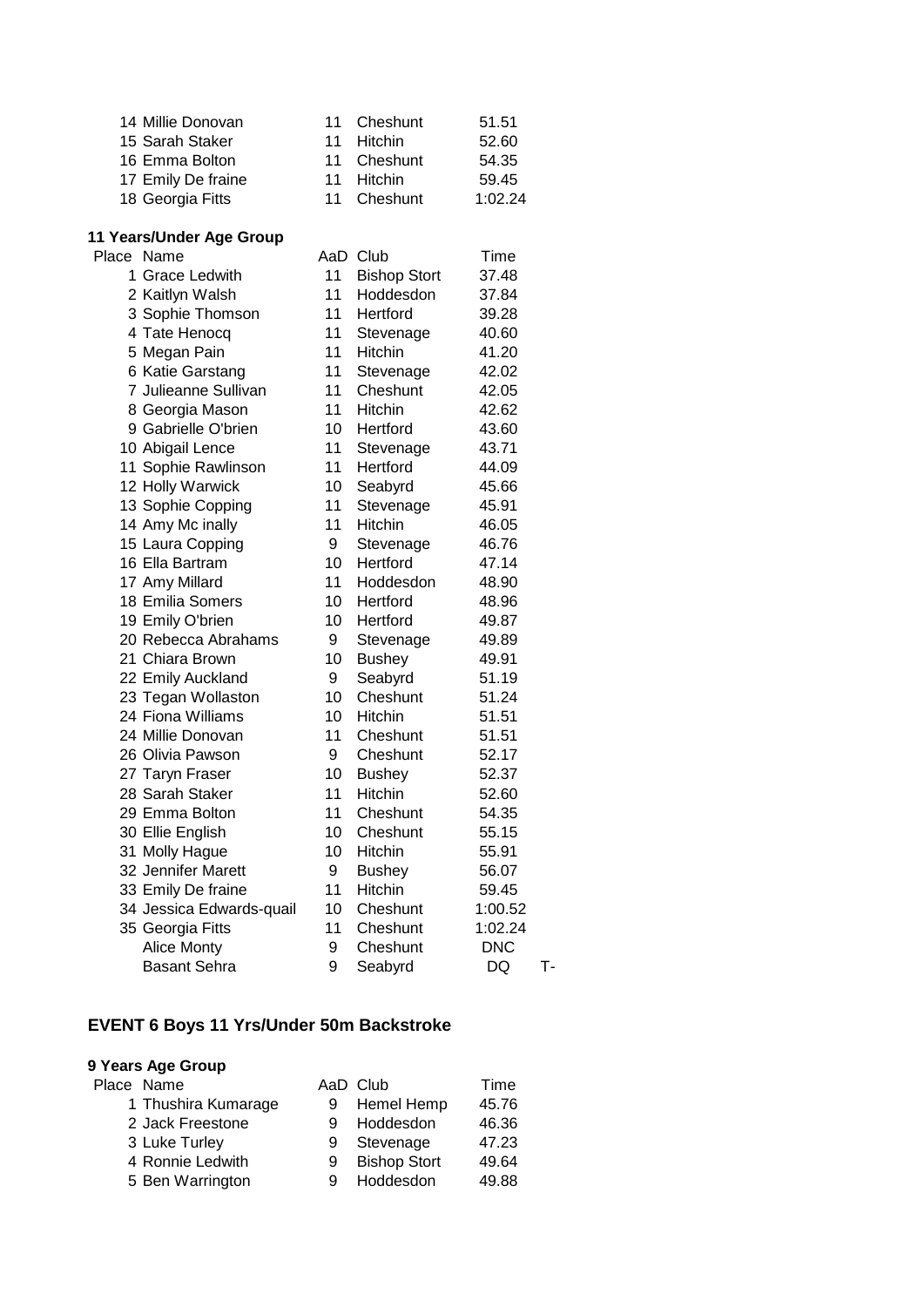| Place | Name | AaD | Club | Time |
|---|---|---|---|---|
| 14 | Millie Donovan | 11 | Cheshunt | 51.51 |
| 15 | Sarah Staker | 11 | Hitchin | 52.60 |
| 16 | Emma Bolton | 11 | Cheshunt | 54.35 |
| 17 | Emily De fraine | 11 | Hitchin | 59.45 |
| 18 | Georgia Fitts | 11 | Cheshunt | 1:02.24 |

**11 Years/Under Age Group**

| Place | Name | AaD | Club | Time | |
|---|---|---|---|---|---|
| 1 | Grace Ledwith | 11 | Bishop Stort | 37.48 | |
| 2 | Kaitlyn Walsh | 11 | Hoddesdon | 37.84 | |
| 3 | Sophie Thomson | 11 | Hertford | 39.28 | |
| 4 | Tate Henocq | 11 | Stevenage | 40.60 | |
| 5 | Megan Pain | 11 | Hitchin | 41.20 | |
| 6 | Katie Garstang | 11 | Stevenage | 42.02 | |
| 7 | Julieanne Sullivan | 11 | Cheshunt | 42.05 | |
| 8 | Georgia Mason | 11 | Hitchin | 42.62 | |
| 9 | Gabrielle O'brien | 10 | Hertford | 43.60 | |
| 10 | Abigail Lence | 11 | Stevenage | 43.71 | |
| 11 | Sophie Rawlinson | 11 | Hertford | 44.09 | |
| 12 | Holly Warwick | 10 | Seabyrd | 45.66 | |
| 13 | Sophie Copping | 11 | Stevenage | 45.91 | |
| 14 | Amy Mc inally | 11 | Hitchin | 46.05 | |
| 15 | Laura Copping | 9 | Stevenage | 46.76 | |
| 16 | Ella Bartram | 10 | Hertford | 47.14 | |
| 17 | Amy Millard | 11 | Hoddesdon | 48.90 | |
| 18 | Emilia Somers | 10 | Hertford | 48.96 | |
| 19 | Emily O'brien | 10 | Hertford | 49.87 | |
| 20 | Rebecca Abrahams | 9 | Stevenage | 49.89 | |
| 21 | Chiara Brown | 10 | Bushey | 49.91 | |
| 22 | Emily Auckland | 9 | Seabyrd | 51.19 | |
| 23 | Tegan Wollaston | 10 | Cheshunt | 51.24 | |
| 24 | Fiona Williams | 10 | Hitchin | 51.51 | |
| 24 | Millie Donovan | 11 | Cheshunt | 51.51 | |
| 26 | Olivia Pawson | 9 | Cheshunt | 52.17 | |
| 27 | Taryn Fraser | 10 | Bushey | 52.37 | |
| 28 | Sarah Staker | 11 | Hitchin | 52.60 | |
| 29 | Emma Bolton | 11 | Cheshunt | 54.35 | |
| 30 | Ellie English | 10 | Cheshunt | 55.15 | |
| 31 | Molly Hague | 10 | Hitchin | 55.91 | |
| 32 | Jennifer Marett | 9 | Bushey | 56.07 | |
| 33 | Emily De fraine | 11 | Hitchin | 59.45 | |
| 34 | Jessica Edwards-quail | 10 | Cheshunt | 1:00.52 | |
| 35 | Georgia Fitts | 11 | Cheshunt | 1:02.24 | |
| | Alice Monty | 9 | Cheshunt | DNC | |
| | Basant Sehra | 9 | Seabyrd | DQ | T- |

## EVENT 6 Boys 11 Yrs/Under 50m Backstroke

**9 Years Age Group**

| Place | Name | AaD | Club | Time |
|---|---|---|---|---|
| 1 | Thushira Kumarage | 9 | Hemel Hemp | 45.76 |
| 2 | Jack Freestone | 9 | Hoddesdon | 46.36 |
| 3 | Luke Turley | 9 | Stevenage | 47.23 |
| 4 | Ronnie Ledwith | 9 | Bishop Stort | 49.64 |
| 5 | Ben Warrington | 9 | Hoddesdon | 49.88 |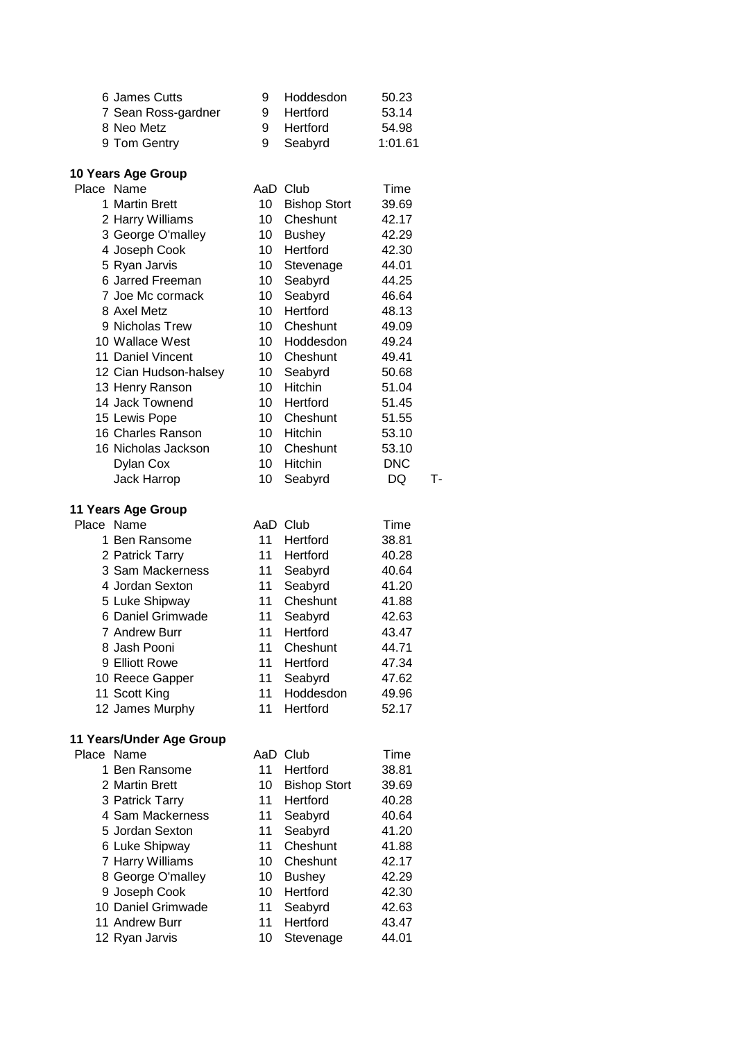| Place | Name | AaD | Club | Time | |
|---|---|---|---|---|---|
| 6 | James Cutts | 9 | Hoddesdon | 50.23 | |
| 7 | Sean Ross-gardner | 9 | Hertford | 53.14 | |
| 8 | Neo Metz | 9 | Hertford | 54.98 | |
| 9 | Tom Gentry | 9 | Seabyrd | 1:01.61 | |

**10 Years Age Group**

| Place | Name | AaD | Club | Time | |
|---|---|---|---|---|---|
| 1 | Martin Brett | 10 | Bishop Stort | 39.69 | |
| 2 | Harry Williams | 10 | Cheshunt | 42.17 | |
| 3 | George O'malley | 10 | Bushey | 42.29 | |
| 4 | Joseph Cook | 10 | Hertford | 42.30 | |
| 5 | Ryan Jarvis | 10 | Stevenage | 44.01 | |
| 6 | Jarred Freeman | 10 | Seabyrd | 44.25 | |
| 7 | Joe Mc cormack | 10 | Seabyrd | 46.64 | |
| 8 | Axel Metz | 10 | Hertford | 48.13 | |
| 9 | Nicholas Trew | 10 | Cheshunt | 49.09 | |
| 10 | Wallace West | 10 | Hoddesdon | 49.24 | |
| 11 | Daniel Vincent | 10 | Cheshunt | 49.41 | |
| 12 | Cian Hudson-halsey | 10 | Seabyrd | 50.68 | |
| 13 | Henry Ranson | 10 | Hitchin | 51.04 | |
| 14 | Jack Townend | 10 | Hertford | 51.45 | |
| 15 | Lewis Pope | 10 | Cheshunt | 51.55 | |
| 16 | Charles Ranson | 10 | Hitchin | 53.10 | |
| 16 | Nicholas Jackson | 10 | Cheshunt | 53.10 | |
| | Dylan Cox | 10 | Hitchin | DNC | |
| | Jack Harrop | 10 | Seabyrd | DQ | T- |

**11 Years Age Group**

| Place | Name | AaD | Club | Time |
|---|---|---|---|---|
| 1 | Ben Ransome | 11 | Hertford | 38.81 |
| 2 | Patrick Tarry | 11 | Hertford | 40.28 |
| 3 | Sam Mackerness | 11 | Seabyrd | 40.64 |
| 4 | Jordan Sexton | 11 | Seabyrd | 41.20 |
| 5 | Luke Shipway | 11 | Cheshunt | 41.88 |
| 6 | Daniel Grimwade | 11 | Seabyrd | 42.63 |
| 7 | Andrew Burr | 11 | Hertford | 43.47 |
| 8 | Jash Pooni | 11 | Cheshunt | 44.71 |
| 9 | Elliott Rowe | 11 | Hertford | 47.34 |
| 10 | Reece Gapper | 11 | Seabyrd | 47.62 |
| 11 | Scott King | 11 | Hoddesdon | 49.96 |
| 12 | James Murphy | 11 | Hertford | 52.17 |

**11 Years/Under Age Group**

| Place | Name | AaD | Club | Time |
|---|---|---|---|---|
| 1 | Ben Ransome | 11 | Hertford | 38.81 |
| 2 | Martin Brett | 10 | Bishop Stort | 39.69 |
| 3 | Patrick Tarry | 11 | Hertford | 40.28 |
| 4 | Sam Mackerness | 11 | Seabyrd | 40.64 |
| 5 | Jordan Sexton | 11 | Seabyrd | 41.20 |
| 6 | Luke Shipway | 11 | Cheshunt | 41.88 |
| 7 | Harry Williams | 10 | Cheshunt | 42.17 |
| 8 | George O'malley | 10 | Bushey | 42.29 |
| 9 | Joseph Cook | 10 | Hertford | 42.30 |
| 10 | Daniel Grimwade | 11 | Seabyrd | 42.63 |
| 11 | Andrew Burr | 11 | Hertford | 43.47 |
| 12 | Ryan Jarvis | 10 | Stevenage | 44.01 |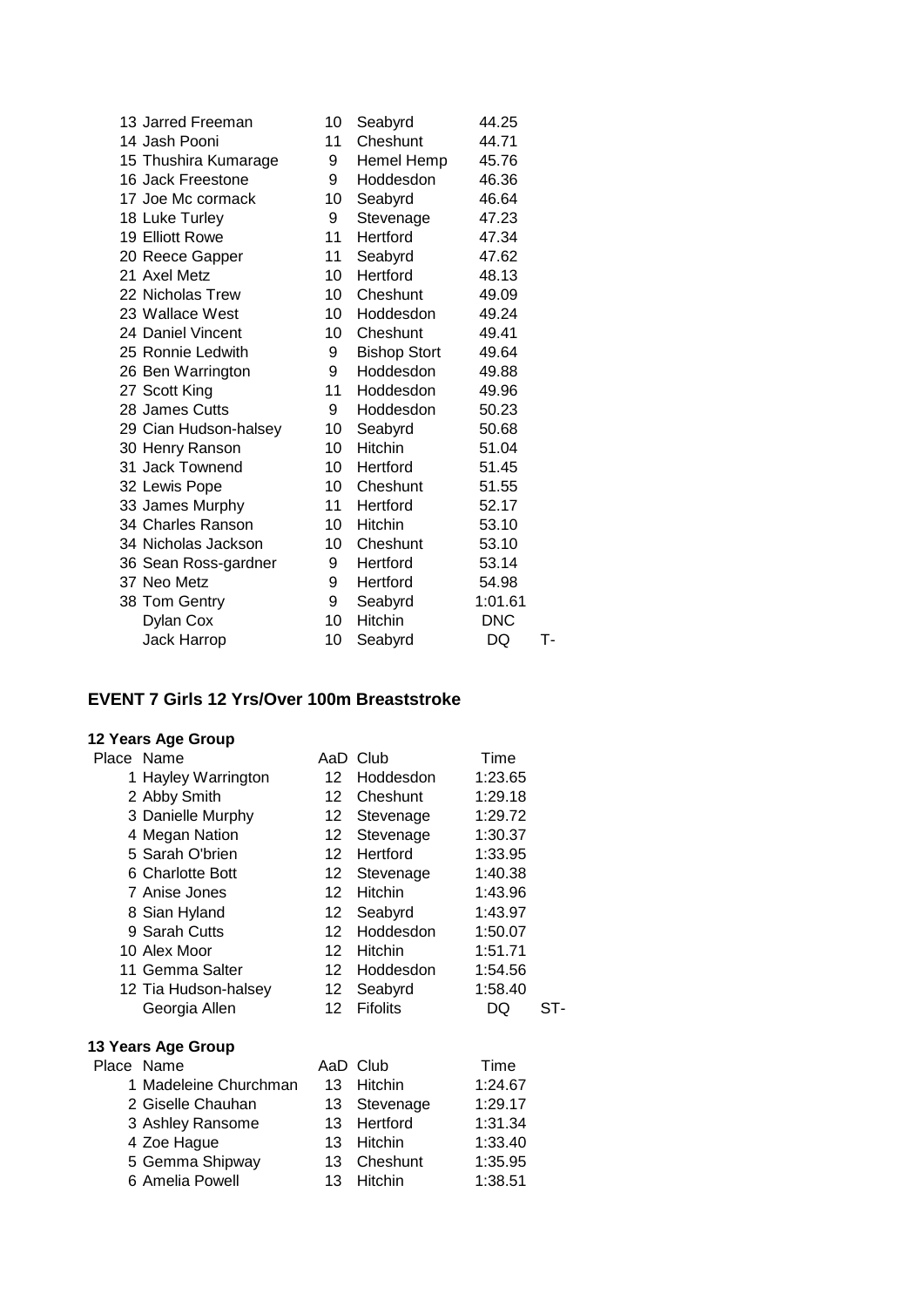| Place | Name | AaD | Club | Time | |
|---|---|---|---|---|---|
| 13 | Jarred Freeman | 10 | Seabyrd | 44.25 | |
| 14 | Jash Pooni | 11 | Cheshunt | 44.71 | |
| 15 | Thushira Kumarage | 9 | Hemel Hemp | 45.76 | |
| 16 | Jack Freestone | 9 | Hoddesdon | 46.36 | |
| 17 | Joe Mc cormack | 10 | Seabyrd | 46.64 | |
| 18 | Luke Turley | 9 | Stevenage | 47.23 | |
| 19 | Elliott Rowe | 11 | Hertford | 47.34 | |
| 20 | Reece Gapper | 11 | Seabyrd | 47.62 | |
| 21 | Axel Metz | 10 | Hertford | 48.13 | |
| 22 | Nicholas Trew | 10 | Cheshunt | 49.09 | |
| 23 | Wallace West | 10 | Hoddesdon | 49.24 | |
| 24 | Daniel Vincent | 10 | Cheshunt | 49.41 | |
| 25 | Ronnie Ledwith | 9 | Bishop Stort | 49.64 | |
| 26 | Ben Warrington | 9 | Hoddesdon | 49.88 | |
| 27 | Scott King | 11 | Hoddesdon | 49.96 | |
| 28 | James Cutts | 9 | Hoddesdon | 50.23 | |
| 29 | Cian Hudson-halsey | 10 | Seabyrd | 50.68 | |
| 30 | Henry Ranson | 10 | Hitchin | 51.04 | |
| 31 | Jack Townend | 10 | Hertford | 51.45 | |
| 32 | Lewis Pope | 10 | Cheshunt | 51.55 | |
| 33 | James Murphy | 11 | Hertford | 52.17 | |
| 34 | Charles Ranson | 10 | Hitchin | 53.10 | |
| 34 | Nicholas Jackson | 10 | Cheshunt | 53.10 | |
| 36 | Sean Ross-gardner | 9 | Hertford | 53.14 | |
| 37 | Neo Metz | 9 | Hertford | 54.98 | |
| 38 | Tom Gentry | 9 | Seabyrd | 1:01.61 | |
| | Dylan Cox | 10 | Hitchin | DNC | |
| | Jack Harrop | 10 | Seabyrd | DQ | T- |

### EVENT 7 Girls 12 Yrs/Over 100m Breaststroke

**12 Years Age Group**

| Place | Name | AaD | Club | Time | |
|---|---|---|---|---|---|
| 1 | Hayley Warrington | 12 | Hoddesdon | 1:23.65 | |
| 2 | Abby Smith | 12 | Cheshunt | 1:29.18 | |
| 3 | Danielle Murphy | 12 | Stevenage | 1:29.72 | |
| 4 | Megan Nation | 12 | Stevenage | 1:30.37 | |
| 5 | Sarah O'brien | 12 | Hertford | 1:33.95 | |
| 6 | Charlotte Bott | 12 | Stevenage | 1:40.38 | |
| 7 | Anise Jones | 12 | Hitchin | 1:43.96 | |
| 8 | Sian Hyland | 12 | Seabyrd | 1:43.97 | |
| 9 | Sarah Cutts | 12 | Hoddesdon | 1:50.07 | |
| 10 | Alex Moor | 12 | Hitchin | 1:51.71 | |
| 11 | Gemma Salter | 12 | Hoddesdon | 1:54.56 | |
| 12 | Tia Hudson-halsey | 12 | Seabyrd | 1:58.40 | |
| | Georgia Allen | 12 | Fifolits | DQ | ST- |

**13 Years Age Group**

| Place | Name | AaD | Club | Time |
|---|---|---|---|---|
| 1 | Madeleine Churchman | 13 | Hitchin | 1:24.67 |
| 2 | Giselle Chauhan | 13 | Stevenage | 1:29.17 |
| 3 | Ashley Ransome | 13 | Hertford | 1:31.34 |
| 4 | Zoe Hague | 13 | Hitchin | 1:33.40 |
| 5 | Gemma Shipway | 13 | Cheshunt | 1:35.95 |
| 6 | Amelia Powell | 13 | Hitchin | 1:38.51 |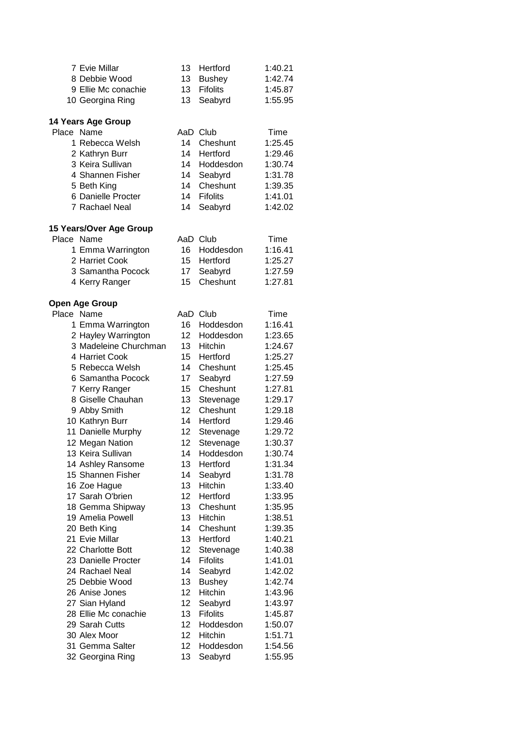| Place | Name | AaD | Club | Time |
|---|---|---|---|---|
| 7 | Evie Millar | 13 | Hertford | 1:40.21 |
| 8 | Debbie Wood | 13 | Bushey | 1:42.74 |
| 9 | Ellie Mc conachie | 13 | Fifolits | 1:45.87 |
| 10 | Georgina Ring | 13 | Seabyrd | 1:55.95 |

**14 Years Age Group**

| Place | Name | AaD | Club | Time |
|---|---|---|---|---|
| 1 | Rebecca Welsh | 14 | Cheshunt | 1:25.45 |
| 2 | Kathryn Burr | 14 | Hertford | 1:29.46 |
| 3 | Keira Sullivan | 14 | Hoddesdon | 1:30.74 |
| 4 | Shannen Fisher | 14 | Seabyrd | 1:31.78 |
| 5 | Beth King | 14 | Cheshunt | 1:39.35 |
| 6 | Danielle Procter | 14 | Fifolits | 1:41.01 |
| 7 | Rachael Neal | 14 | Seabyrd | 1:42.02 |

**15 Years/Over Age Group**

| Place | Name | AaD | Club | Time |
|---|---|---|---|---|
| 1 | Emma Warrington | 16 | Hoddesdon | 1:16.41 |
| 2 | Harriet Cook | 15 | Hertford | 1:25.27 |
| 3 | Samantha Pocock | 17 | Seabyrd | 1:27.59 |
| 4 | Kerry Ranger | 15 | Cheshunt | 1:27.81 |

**Open Age Group**

| Place | Name | AaD | Club | Time |
|---|---|---|---|---|
| 1 | Emma Warrington | 16 | Hoddesdon | 1:16.41 |
| 2 | Hayley Warrington | 12 | Hoddesdon | 1:23.65 |
| 3 | Madeleine Churchman | 13 | Hitchin | 1:24.67 |
| 4 | Harriet Cook | 15 | Hertford | 1:25.27 |
| 5 | Rebecca Welsh | 14 | Cheshunt | 1:25.45 |
| 6 | Samantha Pocock | 17 | Seabyrd | 1:27.59 |
| 7 | Kerry Ranger | 15 | Cheshunt | 1:27.81 |
| 8 | Giselle Chauhan | 13 | Stevenage | 1:29.17 |
| 9 | Abby Smith | 12 | Cheshunt | 1:29.18 |
| 10 | Kathryn Burr | 14 | Hertford | 1:29.46 |
| 11 | Danielle Murphy | 12 | Stevenage | 1:29.72 |
| 12 | Megan Nation | 12 | Stevenage | 1:30.37 |
| 13 | Keira Sullivan | 14 | Hoddesdon | 1:30.74 |
| 14 | Ashley Ransome | 13 | Hertford | 1:31.34 |
| 15 | Shannen Fisher | 14 | Seabyrd | 1:31.78 |
| 16 | Zoe Hague | 13 | Hitchin | 1:33.40 |
| 17 | Sarah O'brien | 12 | Hertford | 1:33.95 |
| 18 | Gemma Shipway | 13 | Cheshunt | 1:35.95 |
| 19 | Amelia Powell | 13 | Hitchin | 1:38.51 |
| 20 | Beth King | 14 | Cheshunt | 1:39.35 |
| 21 | Evie Millar | 13 | Hertford | 1:40.21 |
| 22 | Charlotte Bott | 12 | Stevenage | 1:40.38 |
| 23 | Danielle Procter | 14 | Fifolits | 1:41.01 |
| 24 | Rachael Neal | 14 | Seabyrd | 1:42.02 |
| 25 | Debbie Wood | 13 | Bushey | 1:42.74 |
| 26 | Anise Jones | 12 | Hitchin | 1:43.96 |
| 27 | Sian Hyland | 12 | Seabyrd | 1:43.97 |
| 28 | Ellie Mc conachie | 13 | Fifolits | 1:45.87 |
| 29 | Sarah Cutts | 12 | Hoddesdon | 1:50.07 |
| 30 | Alex Moor | 12 | Hitchin | 1:51.71 |
| 31 | Gemma Salter | 12 | Hoddesdon | 1:54.56 |
| 32 | Georgina Ring | 13 | Seabyrd | 1:55.95 |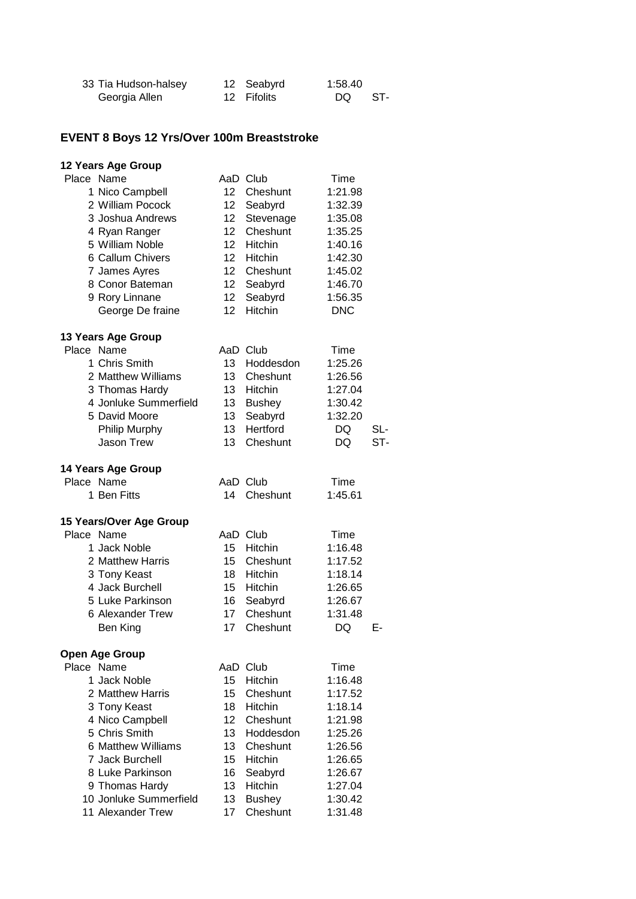| Place | Name | AaD | Club | Time | |
|---|---|---|---|---|---|
| 33 | Tia Hudson-halsey | 12 | Seabyrd | 1:58.40 | |
| | Georgia Allen | 12 | Fifolits | DQ | ST- |

## EVENT 8 Boys 12 Yrs/Over 100m Breaststroke

### 12 Years Age Group

| Place | Name | AaD | Club | Time | |
|---|---|---|---|---|---|
| 1 | Nico Campbell | 12 | Cheshunt | 1:21.98 | |
| 2 | William Pocock | 12 | Seabyrd | 1:32.39 | |
| 3 | Joshua Andrews | 12 | Stevenage | 1:35.08 | |
| 4 | Ryan Ranger | 12 | Cheshunt | 1:35.25 | |
| 5 | William Noble | 12 | Hitchin | 1:40.16 | |
| 6 | Callum Chivers | 12 | Hitchin | 1:42.30 | |
| 7 | James Ayres | 12 | Cheshunt | 1:45.02 | |
| 8 | Conor Bateman | 12 | Seabyrd | 1:46.70 | |
| 9 | Rory Linnane | 12 | Seabyrd | 1:56.35 | |
| | George De fraine | 12 | Hitchin | DNC | |

### 13 Years Age Group

| Place | Name | AaD | Club | Time | |
|---|---|---|---|---|---|
| 1 | Chris Smith | 13 | Hoddesdon | 1:25.26 | |
| 2 | Matthew Williams | 13 | Cheshunt | 1:26.56 | |
| 3 | Thomas Hardy | 13 | Hitchin | 1:27.04 | |
| 4 | Jonluke Summerfield | 13 | Bushey | 1:30.42 | |
| 5 | David Moore | 13 | Seabyrd | 1:32.20 | |
| | Philip Murphy | 13 | Hertford | DQ | SL- |
| | Jason Trew | 13 | Cheshunt | DQ | ST- |

### 14 Years Age Group

| Place | Name | AaD | Club | Time |
|---|---|---|---|---|
| 1 | Ben Fitts | 14 | Cheshunt | 1:45.61 |

### 15 Years/Over Age Group

| Place | Name | AaD | Club | Time | |
|---|---|---|---|---|---|
| 1 | Jack Noble | 15 | Hitchin | 1:16.48 | |
| 2 | Matthew Harris | 15 | Cheshunt | 1:17.52 | |
| 3 | Tony Keast | 18 | Hitchin | 1:18.14 | |
| 4 | Jack Burchell | 15 | Hitchin | 1:26.65 | |
| 5 | Luke Parkinson | 16 | Seabyrd | 1:26.67 | |
| 6 | Alexander Trew | 17 | Cheshunt | 1:31.48 | |
| | Ben King | 17 | Cheshunt | DQ | E- |

### Open Age Group

| Place | Name | AaD | Club | Time |
|---|---|---|---|---|
| 1 | Jack Noble | 15 | Hitchin | 1:16.48 |
| 2 | Matthew Harris | 15 | Cheshunt | 1:17.52 |
| 3 | Tony Keast | 18 | Hitchin | 1:18.14 |
| 4 | Nico Campbell | 12 | Cheshunt | 1:21.98 |
| 5 | Chris Smith | 13 | Hoddesdon | 1:25.26 |
| 6 | Matthew Williams | 13 | Cheshunt | 1:26.56 |
| 7 | Jack Burchell | 15 | Hitchin | 1:26.65 |
| 8 | Luke Parkinson | 16 | Seabyrd | 1:26.67 |
| 9 | Thomas Hardy | 13 | Hitchin | 1:27.04 |
| 10 | Jonluke Summerfield | 13 | Bushey | 1:30.42 |
| 11 | Alexander Trew | 17 | Cheshunt | 1:31.48 |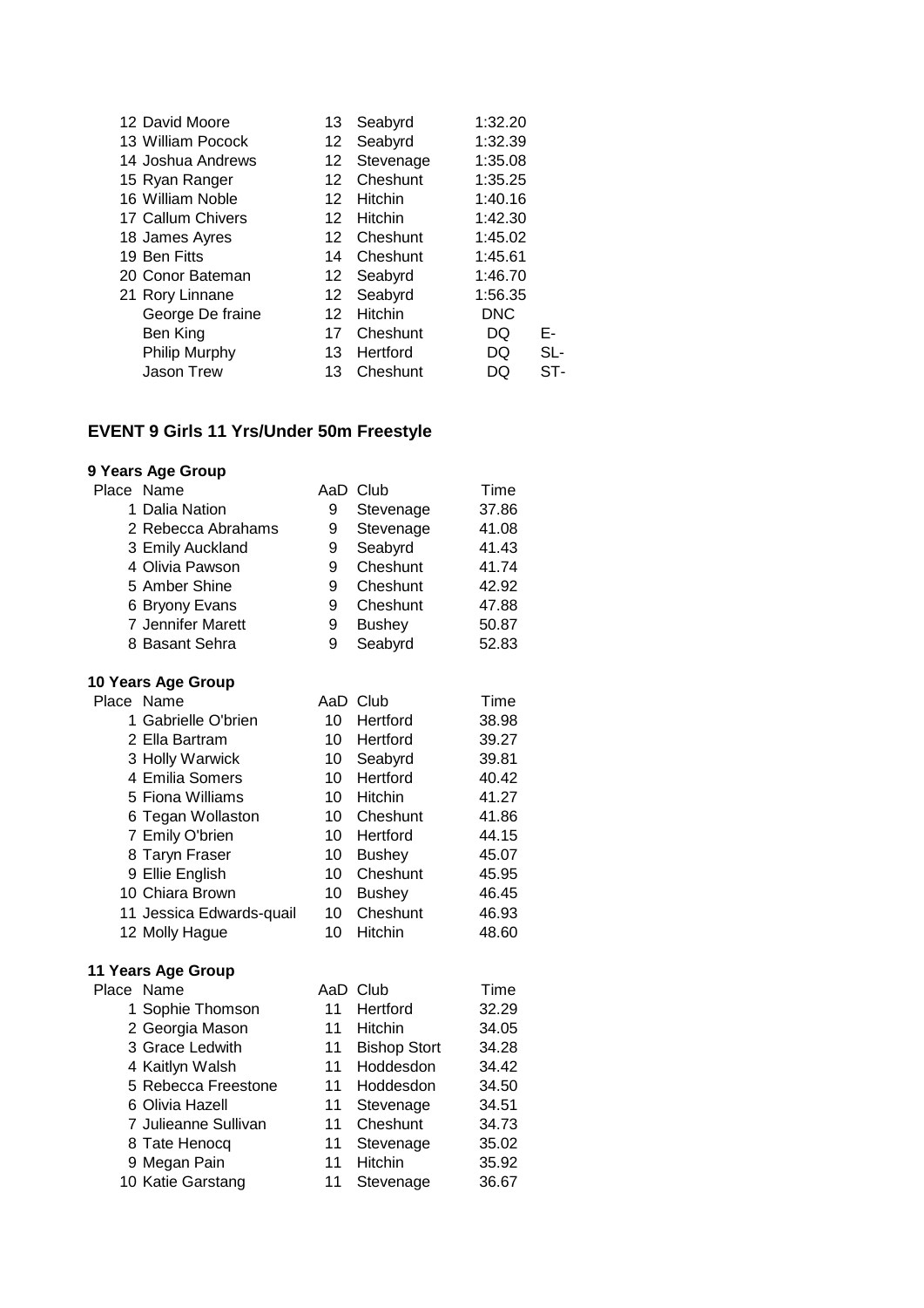| | | | | |
|---|---|---|---|---|
| 12 David Moore | 13 | Seabyrd | 1:32.20 | |
| 13 William Pocock | 12 | Seabyrd | 1:32.39 | |
| 14 Joshua Andrews | 12 | Stevenage | 1:35.08 | |
| 15 Ryan Ranger | 12 | Cheshunt | 1:35.25 | |
| 16 William Noble | 12 | Hitchin | 1:40.16 | |
| 17 Callum Chivers | 12 | Hitchin | 1:42.30 | |
| 18 James Ayres | 12 | Cheshunt | 1:45.02 | |
| 19 Ben Fitts | 14 | Cheshunt | 1:45.61 | |
| 20 Conor Bateman | 12 | Seabyrd | 1:46.70 | |
| 21 Rory Linnane | 12 | Seabyrd | 1:56.35 | |
| George De fraine | 12 | Hitchin | DNC | |
| Ben King | 17 | Cheshunt | DQ | E- |
| Philip Murphy | 13 | Hertford | DQ | SL- |
| Jason Trew | 13 | Cheshunt | DQ | ST- |

## EVENT 9 Girls 11 Yrs/Under 50m Freestyle

### 9 Years Age Group

| Place | Name | AaD | Club | Time |
|---|---|---|---|---|
| 1 | Dalia Nation | 9 | Stevenage | 37.86 |
| 2 | Rebecca Abrahams | 9 | Stevenage | 41.08 |
| 3 | Emily Auckland | 9 | Seabyrd | 41.43 |
| 4 | Olivia Pawson | 9 | Cheshunt | 41.74 |
| 5 | Amber Shine | 9 | Cheshunt | 42.92 |
| 6 | Bryony Evans | 9 | Cheshunt | 47.88 |
| 7 | Jennifer Marett | 9 | Bushey | 50.87 |
| 8 | Basant Sehra | 9 | Seabyrd | 52.83 |

### 10 Years Age Group

| Place | Name | AaD | Club | Time |
|---|---|---|---|---|
| 1 | Gabrielle O'brien | 10 | Hertford | 38.98 |
| 2 | Ella Bartram | 10 | Hertford | 39.27 |
| 3 | Holly Warwick | 10 | Seabyrd | 39.81 |
| 4 | Emilia Somers | 10 | Hertford | 40.42 |
| 5 | Fiona Williams | 10 | Hitchin | 41.27 |
| 6 | Tegan Wollaston | 10 | Cheshunt | 41.86 |
| 7 | Emily O'brien | 10 | Hertford | 44.15 |
| 8 | Taryn Fraser | 10 | Bushey | 45.07 |
| 9 | Ellie English | 10 | Cheshunt | 45.95 |
| 10 | Chiara Brown | 10 | Bushey | 46.45 |
| 11 | Jessica Edwards-quail | 10 | Cheshunt | 46.93 |
| 12 | Molly Hague | 10 | Hitchin | 48.60 |

### 11 Years Age Group

| Place | Name | AaD | Club | Time |
|---|---|---|---|---|
| 1 | Sophie Thomson | 11 | Hertford | 32.29 |
| 2 | Georgia Mason | 11 | Hitchin | 34.05 |
| 3 | Grace Ledwith | 11 | Bishop Stort | 34.28 |
| 4 | Kaitlyn Walsh | 11 | Hoddesdon | 34.42 |
| 5 | Rebecca Freestone | 11 | Hoddesdon | 34.50 |
| 6 | Olivia Hazell | 11 | Stevenage | 34.51 |
| 7 | Julieanne Sullivan | 11 | Cheshunt | 34.73 |
| 8 | Tate Henocq | 11 | Stevenage | 35.02 |
| 9 | Megan Pain | 11 | Hitchin | 35.92 |
| 10 | Katie Garstang | 11 | Stevenage | 36.67 |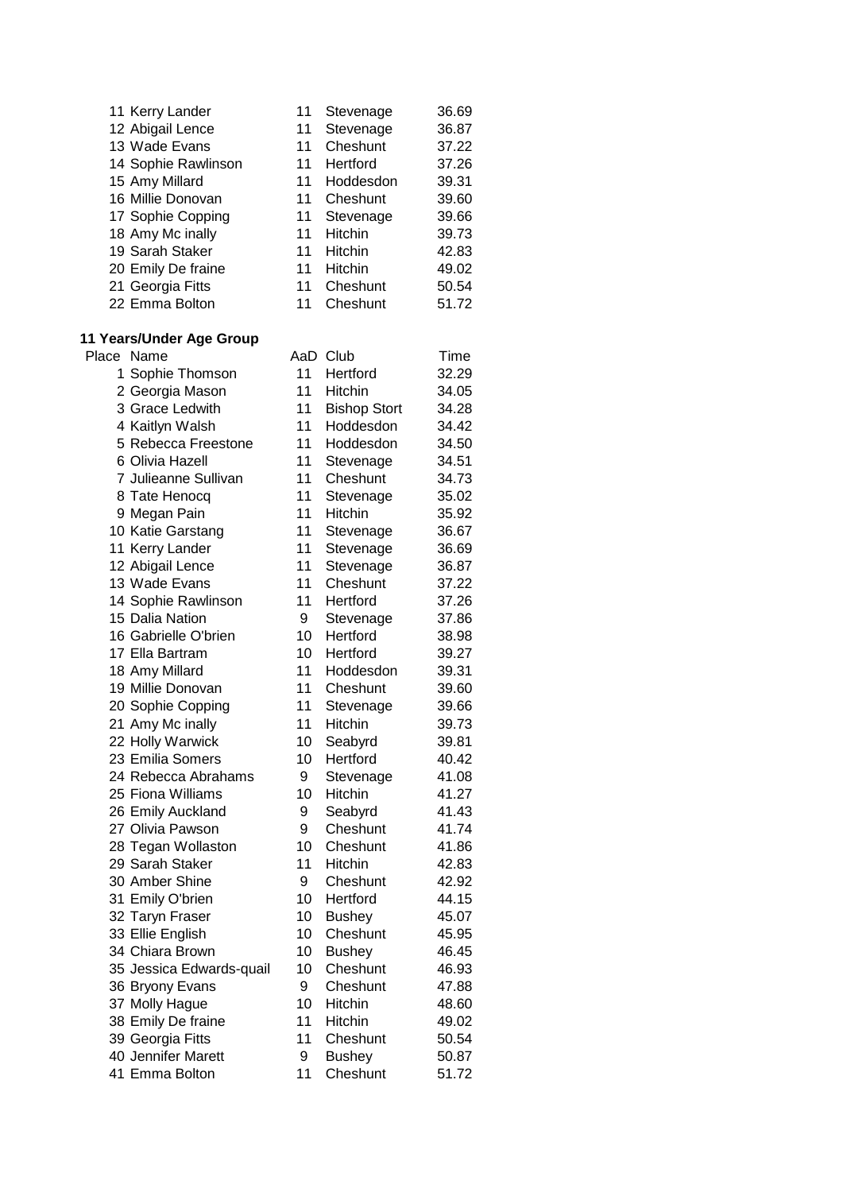| | | | |
|---|---|---|---|
| 11 Kerry Lander | 11 | Stevenage | 36.69 |
| 12 Abigail Lence | 11 | Stevenage | 36.87 |
| 13 Wade Evans | 11 | Cheshunt | 37.22 |
| 14 Sophie Rawlinson | 11 | Hertford | 37.26 |
| 15 Amy Millard | 11 | Hoddesdon | 39.31 |
| 16 Millie Donovan | 11 | Cheshunt | 39.60 |
| 17 Sophie Copping | 11 | Stevenage | 39.66 |
| 18 Amy Mc inally | 11 | Hitchin | 39.73 |
| 19 Sarah Staker | 11 | Hitchin | 42.83 |
| 20 Emily De fraine | 11 | Hitchin | 49.02 |
| 21 Georgia Fitts | 11 | Cheshunt | 50.54 |
| 22 Emma Bolton | 11 | Cheshunt | 51.72 |

**11 Years/Under Age Group**

| Place | Name | AaD | Club | Time |
|---|---|---|---|---|
| 1 | Sophie Thomson | 11 | Hertford | 32.29 |
| 2 | Georgia Mason | 11 | Hitchin | 34.05 |
| 3 | Grace Ledwith | 11 | Bishop Stort | 34.28 |
| 4 | Kaitlyn Walsh | 11 | Hoddesdon | 34.42 |
| 5 | Rebecca Freestone | 11 | Hoddesdon | 34.50 |
| 6 | Olivia Hazell | 11 | Stevenage | 34.51 |
| 7 | Julieanne Sullivan | 11 | Cheshunt | 34.73 |
| 8 | Tate Henocq | 11 | Stevenage | 35.02 |
| 9 | Megan Pain | 11 | Hitchin | 35.92 |
| 10 | Katie Garstang | 11 | Stevenage | 36.67 |
| 11 | Kerry Lander | 11 | Stevenage | 36.69 |
| 12 | Abigail Lence | 11 | Stevenage | 36.87 |
| 13 | Wade Evans | 11 | Cheshunt | 37.22 |
| 14 | Sophie Rawlinson | 11 | Hertford | 37.26 |
| 15 | Dalia Nation | 9 | Stevenage | 37.86 |
| 16 | Gabrielle O'brien | 10 | Hertford | 38.98 |
| 17 | Ella Bartram | 10 | Hertford | 39.27 |
| 18 | Amy Millard | 11 | Hoddesdon | 39.31 |
| 19 | Millie Donovan | 11 | Cheshunt | 39.60 |
| 20 | Sophie Copping | 11 | Stevenage | 39.66 |
| 21 | Amy Mc inally | 11 | Hitchin | 39.73 |
| 22 | Holly Warwick | 10 | Seabyrd | 39.81 |
| 23 | Emilia Somers | 10 | Hertford | 40.42 |
| 24 | Rebecca Abrahams | 9 | Stevenage | 41.08 |
| 25 | Fiona Williams | 10 | Hitchin | 41.27 |
| 26 | Emily Auckland | 9 | Seabyrd | 41.43 |
| 27 | Olivia Pawson | 9 | Cheshunt | 41.74 |
| 28 | Tegan Wollaston | 10 | Cheshunt | 41.86 |
| 29 | Sarah Staker | 11 | Hitchin | 42.83 |
| 30 | Amber Shine | 9 | Cheshunt | 42.92 |
| 31 | Emily O'brien | 10 | Hertford | 44.15 |
| 32 | Taryn Fraser | 10 | Bushey | 45.07 |
| 33 | Ellie English | 10 | Cheshunt | 45.95 |
| 34 | Chiara Brown | 10 | Bushey | 46.45 |
| 35 | Jessica Edwards-quail | 10 | Cheshunt | 46.93 |
| 36 | Bryony Evans | 9 | Cheshunt | 47.88 |
| 37 | Molly Hague | 10 | Hitchin | 48.60 |
| 38 | Emily De fraine | 11 | Hitchin | 49.02 |
| 39 | Georgia Fitts | 11 | Cheshunt | 50.54 |
| 40 | Jennifer Marett | 9 | Bushey | 50.87 |
| 41 | Emma Bolton | 11 | Cheshunt | 51.72 |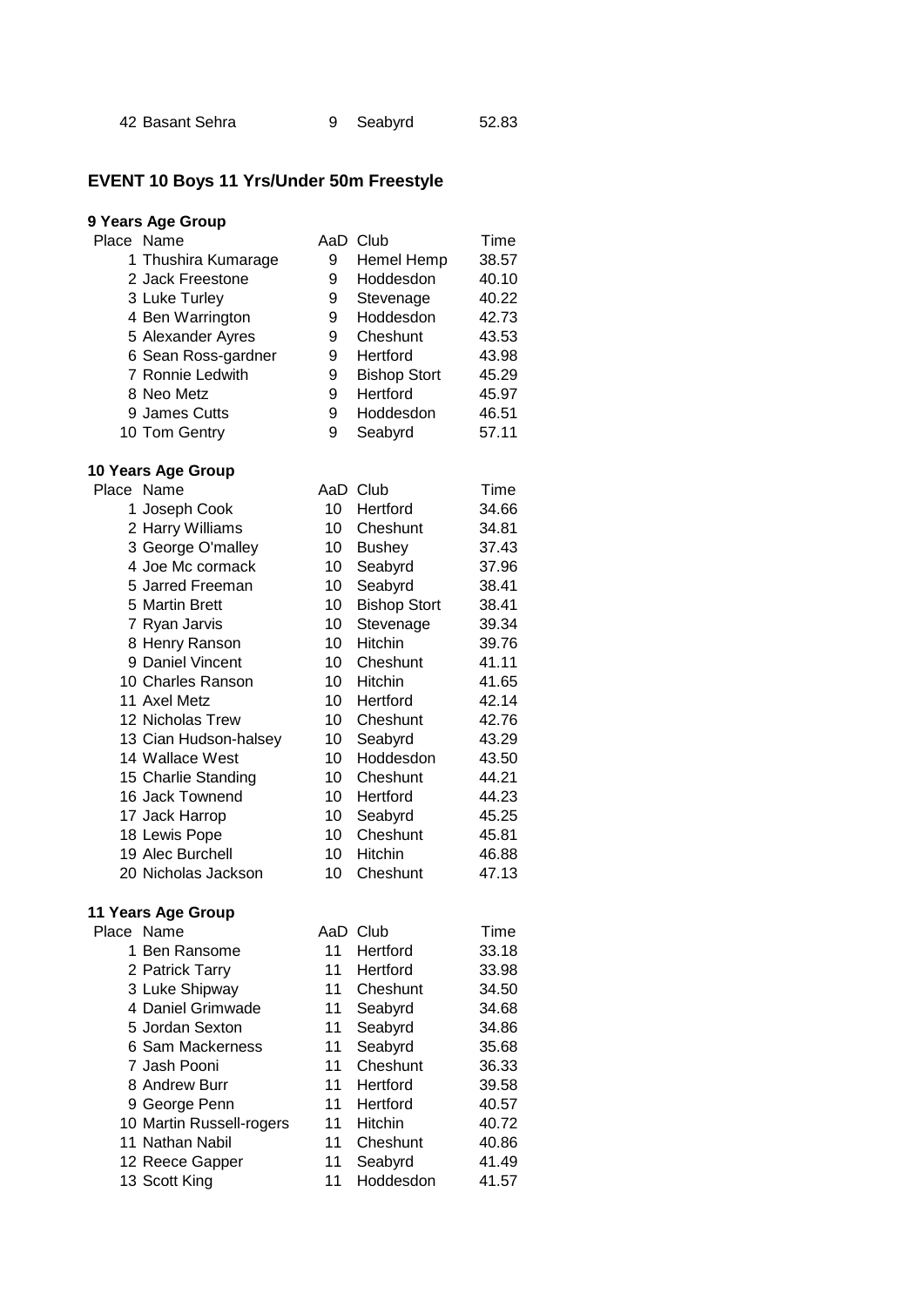| | | | |
|---|---|---|---|
| 42 Basant Sehra | 9 | Seabyrd | 52.83 |

## EVENT 10 Boys 11 Yrs/Under 50m Freestyle

### 9 Years Age Group

| Place Name | AaD | Club | Time |
|---|---|---|---|
| 1 Thushira Kumarage | 9 | Hemel Hemp | 38.57 |
| 2 Jack Freestone | 9 | Hoddesdon | 40.10 |
| 3 Luke Turley | 9 | Stevenage | 40.22 |
| 4 Ben Warrington | 9 | Hoddesdon | 42.73 |
| 5 Alexander Ayres | 9 | Cheshunt | 43.53 |
| 6 Sean Ross-gardner | 9 | Hertford | 43.98 |
| 7 Ronnie Ledwith | 9 | Bishop Stort | 45.29 |
| 8 Neo Metz | 9 | Hertford | 45.97 |
| 9 James Cutts | 9 | Hoddesdon | 46.51 |
| 10 Tom Gentry | 9 | Seabyrd | 57.11 |

### 10 Years Age Group

| Place Name | AaD | Club | Time |
|---|---|---|---|
| 1 Joseph Cook | 10 | Hertford | 34.66 |
| 2 Harry Williams | 10 | Cheshunt | 34.81 |
| 3 George O'malley | 10 | Bushey | 37.43 |
| 4 Joe Mc cormack | 10 | Seabyrd | 37.96 |
| 5 Jarred Freeman | 10 | Seabyrd | 38.41 |
| 5 Martin Brett | 10 | Bishop Stort | 38.41 |
| 7 Ryan Jarvis | 10 | Stevenage | 39.34 |
| 8 Henry Ranson | 10 | Hitchin | 39.76 |
| 9 Daniel Vincent | 10 | Cheshunt | 41.11 |
| 10 Charles Ranson | 10 | Hitchin | 41.65 |
| 11 Axel Metz | 10 | Hertford | 42.14 |
| 12 Nicholas Trew | 10 | Cheshunt | 42.76 |
| 13 Cian Hudson-halsey | 10 | Seabyrd | 43.29 |
| 14 Wallace West | 10 | Hoddesdon | 43.50 |
| 15 Charlie Standing | 10 | Cheshunt | 44.21 |
| 16 Jack Townend | 10 | Hertford | 44.23 |
| 17 Jack Harrop | 10 | Seabyrd | 45.25 |
| 18 Lewis Pope | 10 | Cheshunt | 45.81 |
| 19 Alec Burchell | 10 | Hitchin | 46.88 |
| 20 Nicholas Jackson | 10 | Cheshunt | 47.13 |

### 11 Years Age Group

| Place Name | AaD | Club | Time |
|---|---|---|---|
| 1 Ben Ransome | 11 | Hertford | 33.18 |
| 2 Patrick Tarry | 11 | Hertford | 33.98 |
| 3 Luke Shipway | 11 | Cheshunt | 34.50 |
| 4 Daniel Grimwade | 11 | Seabyrd | 34.68 |
| 5 Jordan Sexton | 11 | Seabyrd | 34.86 |
| 6 Sam Mackerness | 11 | Seabyrd | 35.68 |
| 7 Jash Pooni | 11 | Cheshunt | 36.33 |
| 8 Andrew Burr | 11 | Hertford | 39.58 |
| 9 George Penn | 11 | Hertford | 40.57 |
| 10 Martin Russell-rogers | 11 | Hitchin | 40.72 |
| 11 Nathan Nabil | 11 | Cheshunt | 40.86 |
| 12 Reece Gapper | 11 | Seabyrd | 41.49 |
| 13 Scott King | 11 | Hoddesdon | 41.57 |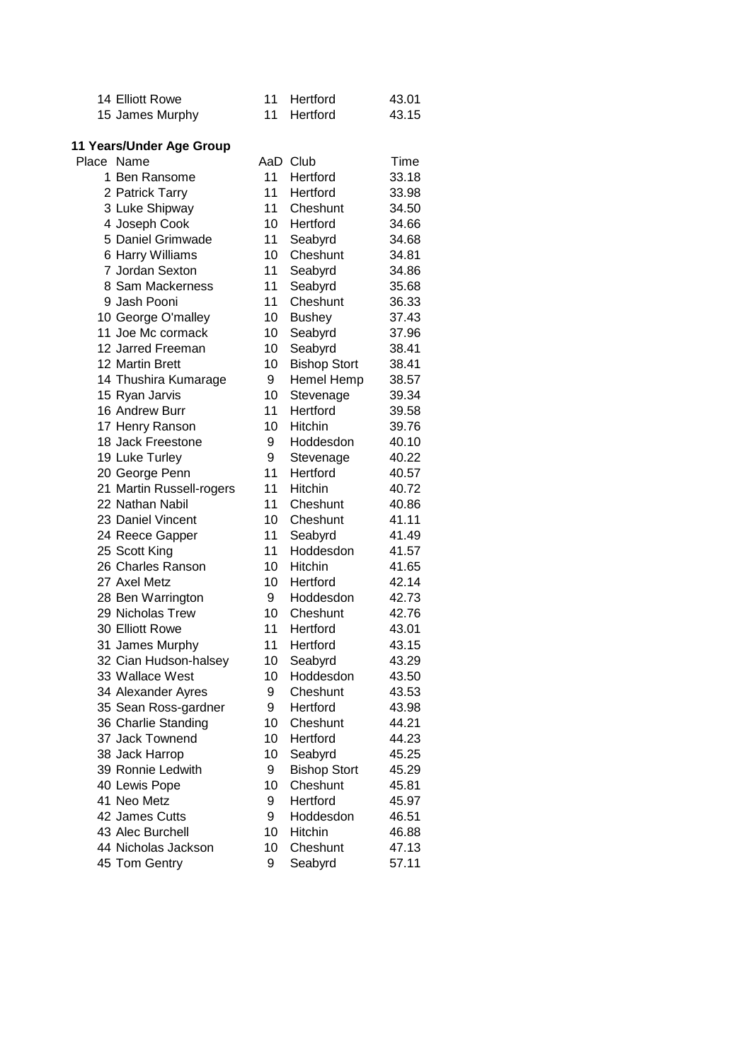| | | | |
|---|---|---|---|
| 14 Elliott Rowe | 11 | Hertford | 43.01 |
| 15 James Murphy | 11 | Hertford | 43.15 |

**11 Years/Under Age Group**

| Place | Name | AaD | Club | Time |
|---|---|---|---|---|
| 1 | Ben Ransome | 11 | Hertford | 33.18 |
| 2 | Patrick Tarry | 11 | Hertford | 33.98 |
| 3 | Luke Shipway | 11 | Cheshunt | 34.50 |
| 4 | Joseph Cook | 10 | Hertford | 34.66 |
| 5 | Daniel Grimwade | 11 | Seabyrd | 34.68 |
| 6 | Harry Williams | 10 | Cheshunt | 34.81 |
| 7 | Jordan Sexton | 11 | Seabyrd | 34.86 |
| 8 | Sam Mackerness | 11 | Seabyrd | 35.68 |
| 9 | Jash Pooni | 11 | Cheshunt | 36.33 |
| 10 | George O'malley | 10 | Bushey | 37.43 |
| 11 | Joe Mc cormack | 10 | Seabyrd | 37.96 |
| 12 | Jarred Freeman | 10 | Seabyrd | 38.41 |
| 12 | Martin Brett | 10 | Bishop Stort | 38.41 |
| 14 | Thushira Kumarage | 9 | Hemel Hemp | 38.57 |
| 15 | Ryan Jarvis | 10 | Stevenage | 39.34 |
| 16 | Andrew Burr | 11 | Hertford | 39.58 |
| 17 | Henry Ranson | 10 | Hitchin | 39.76 |
| 18 | Jack Freestone | 9 | Hoddesdon | 40.10 |
| 19 | Luke Turley | 9 | Stevenage | 40.22 |
| 20 | George Penn | 11 | Hertford | 40.57 |
| 21 | Martin Russell-rogers | 11 | Hitchin | 40.72 |
| 22 | Nathan Nabil | 11 | Cheshunt | 40.86 |
| 23 | Daniel Vincent | 10 | Cheshunt | 41.11 |
| 24 | Reece Gapper | 11 | Seabyrd | 41.49 |
| 25 | Scott King | 11 | Hoddesdon | 41.57 |
| 26 | Charles Ranson | 10 | Hitchin | 41.65 |
| 27 | Axel Metz | 10 | Hertford | 42.14 |
| 28 | Ben Warrington | 9 | Hoddesdon | 42.73 |
| 29 | Nicholas Trew | 10 | Cheshunt | 42.76 |
| 30 | Elliott Rowe | 11 | Hertford | 43.01 |
| 31 | James Murphy | 11 | Hertford | 43.15 |
| 32 | Cian Hudson-halsey | 10 | Seabyrd | 43.29 |
| 33 | Wallace West | 10 | Hoddesdon | 43.50 |
| 34 | Alexander Ayres | 9 | Cheshunt | 43.53 |
| 35 | Sean Ross-gardner | 9 | Hertford | 43.98 |
| 36 | Charlie Standing | 10 | Cheshunt | 44.21 |
| 37 | Jack Townend | 10 | Hertford | 44.23 |
| 38 | Jack Harrop | 10 | Seabyrd | 45.25 |
| 39 | Ronnie Ledwith | 9 | Bishop Stort | 45.29 |
| 40 | Lewis Pope | 10 | Cheshunt | 45.81 |
| 41 | Neo Metz | 9 | Hertford | 45.97 |
| 42 | James Cutts | 9 | Hoddesdon | 46.51 |
| 43 | Alec Burchell | 10 | Hitchin | 46.88 |
| 44 | Nicholas Jackson | 10 | Cheshunt | 47.13 |
| 45 | Tom Gentry | 9 | Seabyrd | 57.11 |